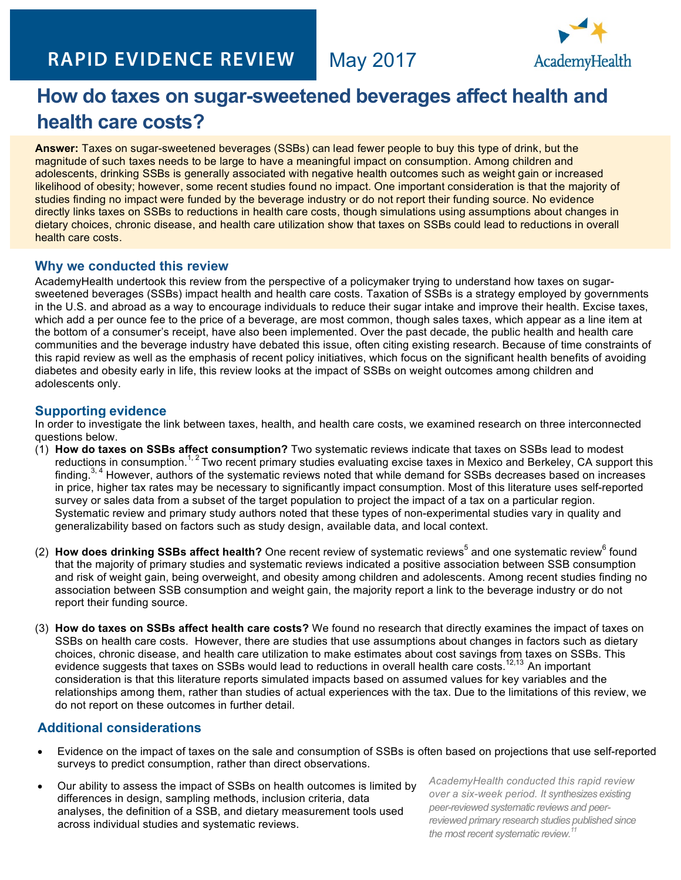RAPID EVIDENCE REVIEW May 2017

AcademyHealth

# How do taxes on sugar-sweetened beverages affect health and health care costs?

**Answer:** Taxes on sugar-sweetened beverages (SSBs) can lead fewer people to buy this type of drink, but the magnitude of such taxes needs to be large to have a meaningful impact on consumption. Among children and adolescents, drinking SSBs is generally associated with negative health outcomes such as weight gain or increased likelihood of obesity; however, some recent studies found no impact. One important consideration is that the majority of studies finding no impact were funded by the beverage industry or do not report their funding source. No evidence directly links taxes on SSBs to reductions in health care costs, though simulations using assumptions about changes in dietary choices, chronic disease, and health care utilization show that taxes on SSBs could lead to reductions in overall health care costs.

## Why we conducted this review

AcademyHealth undertook this review from the perspective of a policymaker trying to understand how taxes on sugar-sweetened beverages (SSBs) impact health and health care costs. Taxation of SSBs is a strategy employed by governments in the U.S. and abroad as a way to encourage individuals to reduce their sugar intake and improve their health. Excise taxes, which add a per ounce fee to the price of a beverage, are most common, though sales taxes, which appear as a line item at the bottom of a consumer's receipt, have also been implemented. Over the past decade, the public health and health care communities and the beverage industry have debated this issue, often citing existing research. Because of time constraints of this rapid review as well as the emphasis of recent policy initiatives, which focus on the significant health benefits of avoiding diabetes and obesity early in life, this review looks at the impact of SSBs on weight outcomes among children and adolescents only.

## Supporting evidence

In order to investigate the link between taxes, health, and health care costs, we examined research on three interconnected questions below.

(1) **How do taxes on SSBs affect consumption?** Two systematic reviews indicate that taxes on SSBs lead to modest reductions in consumption.[1, 2] Two recent primary studies evaluating excise taxes in Mexico and Berkeley, CA support this finding.[3, 4] However, authors of the systematic reviews noted that while demand for SSBs decreases based on increases in price, higher tax rates may be necessary to significantly impact consumption. Most of this literature uses self-reported survey or sales data from a subset of the target population to project the impact of a tax on a particular region. Systematic review and primary study authors noted that these types of non-experimental studies vary in quality and generalizability based on factors such as study design, available data, and local context.

(2) **How does drinking SSBs affect health?** One recent review of systematic reviews[5] and one systematic review[6] found that the majority of primary studies and systematic reviews indicated a positive association between SSB consumption and risk of weight gain, being overweight, and obesity among children and adolescents. Among recent studies finding no association between SSB consumption and weight gain, the majority report a link to the beverage industry or do not report their funding source.

(3) **How do taxes on SSBs affect health care costs?** We found no research that directly examines the impact of taxes on SSBs on health care costs. However, there are studies that use assumptions about changes in factors such as dietary choices, chronic disease, and health care utilization to make estimates about cost savings from taxes on SSBs. This evidence suggests that taxes on SSBs would lead to reductions in overall health care costs.[12,13] An important consideration is that this literature reports simulated impacts based on assumed values for key variables and the relationships among them, rather than studies of actual experiences with the tax. Due to the limitations of this review, we do not report on these outcomes in further detail.

## Additional considerations

- Evidence on the impact of taxes on the sale and consumption of SSBs is often based on projections that use self-reported surveys to predict consumption, rather than direct observations.
- Our ability to assess the impact of SSBs on health outcomes is limited by differences in design, sampling methods, inclusion criteria, data analyses, the definition of a SSB, and dietary measurement tools used across individual studies and systematic reviews.

*AcademyHealth conducted this rapid review over a six-week period. It synthesizes existing peer-reviewed systematic reviews and peer-reviewed primary research studies published since the most recent systematic review.[11]*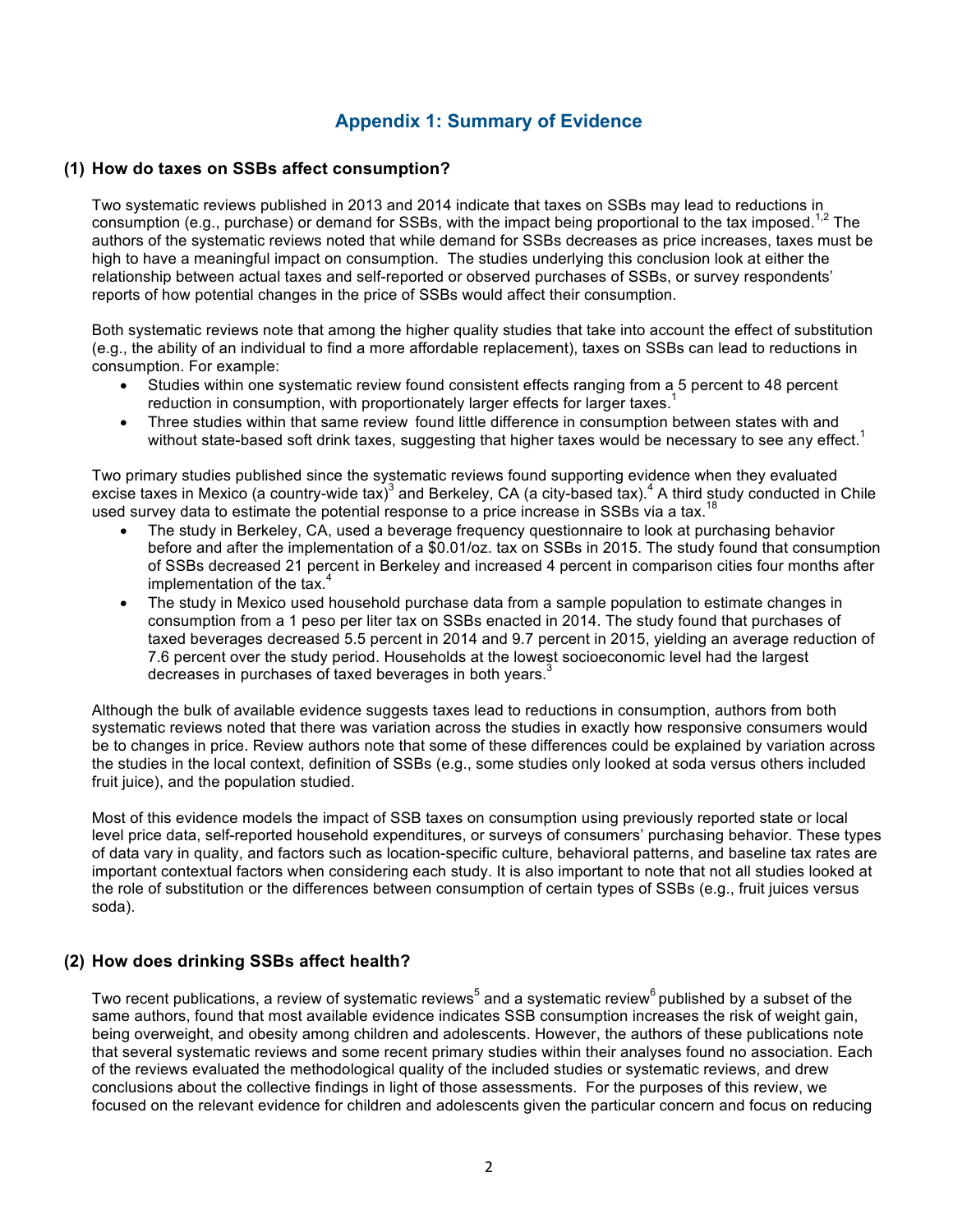## Appendix 1: Summary of Evidence

### (1) How do taxes on SSBs affect consumption?

Two systematic reviews published in 2013 and 2014 indicate that taxes on SSBs may lead to reductions in consumption (e.g., purchase) or demand for SSBs, with the impact being proportional to the tax imposed.[1,2] The authors of the systematic reviews noted that while demand for SSBs decreases as price increases, taxes must be high to have a meaningful impact on consumption. The studies underlying this conclusion look at either the relationship between actual taxes and self-reported or observed purchases of SSBs, or survey respondents' reports of how potential changes in the price of SSBs would affect their consumption.

Both systematic reviews note that among the higher quality studies that take into account the effect of substitution (e.g., the ability of an individual to find a more affordable replacement), taxes on SSBs can lead to reductions in consumption. For example:

- Studies within one systematic review found consistent effects ranging from a 5 percent to 48 percent reduction in consumption, with proportionately larger effects for larger taxes.[1]
- Three studies within that same review found little difference in consumption between states with and without state-based soft drink taxes, suggesting that higher taxes would be necessary to see any effect.[1]

Two primary studies published since the systematic reviews found supporting evidence when they evaluated excise taxes in Mexico (a country-wide tax)[3] and Berkeley, CA (a city-based tax).[4] A third study conducted in Chile used survey data to estimate the potential response to a price increase in SSBs via a tax.[18]

- The study in Berkeley, CA, used a beverage frequency questionnaire to look at purchasing behavior before and after the implementation of a $0.01/oz. tax on SSBs in 2015. The study found that consumption of SSBs decreased 21 percent in Berkeley and increased 4 percent in comparison cities four months after implementation of the tax.[4]
- The study in Mexico used household purchase data from a sample population to estimate changes in consumption from a 1 peso per liter tax on SSBs enacted in 2014. The study found that purchases of taxed beverages decreased 5.5 percent in 2014 and 9.7 percent in 2015, yielding an average reduction of 7.6 percent over the study period. Households at the lowest socioeconomic level had the largest decreases in purchases of taxed beverages in both years.[3]

Although the bulk of available evidence suggests taxes lead to reductions in consumption, authors from both systematic reviews noted that there was variation across the studies in exactly how responsive consumers would be to changes in price. Review authors note that some of these differences could be explained by variation across the studies in the local context, definition of SSBs (e.g., some studies only looked at soda versus others included fruit juice), and the population studied.

Most of this evidence models the impact of SSB taxes on consumption using previously reported state or local level price data, self-reported household expenditures, or surveys of consumers' purchasing behavior. These types of data vary in quality, and factors such as location-specific culture, behavioral patterns, and baseline tax rates are important contextual factors when considering each study. It is also important to note that not all studies looked at the role of substitution or the differences between consumption of certain types of SSBs (e.g., fruit juices versus soda).

### (2) How does drinking SSBs affect health?

Two recent publications, a review of systematic reviews[5] and a systematic review[6] published by a subset of the same authors, found that most available evidence indicates SSB consumption increases the risk of weight gain, being overweight, and obesity among children and adolescents. However, the authors of these publications note that several systematic reviews and some recent primary studies within their analyses found no association. Each of the reviews evaluated the methodological quality of the included studies or systematic reviews, and drew conclusions about the collective findings in light of those assessments. For the purposes of this review, we focused on the relevant evidence for children and adolescents given the particular concern and focus on reducing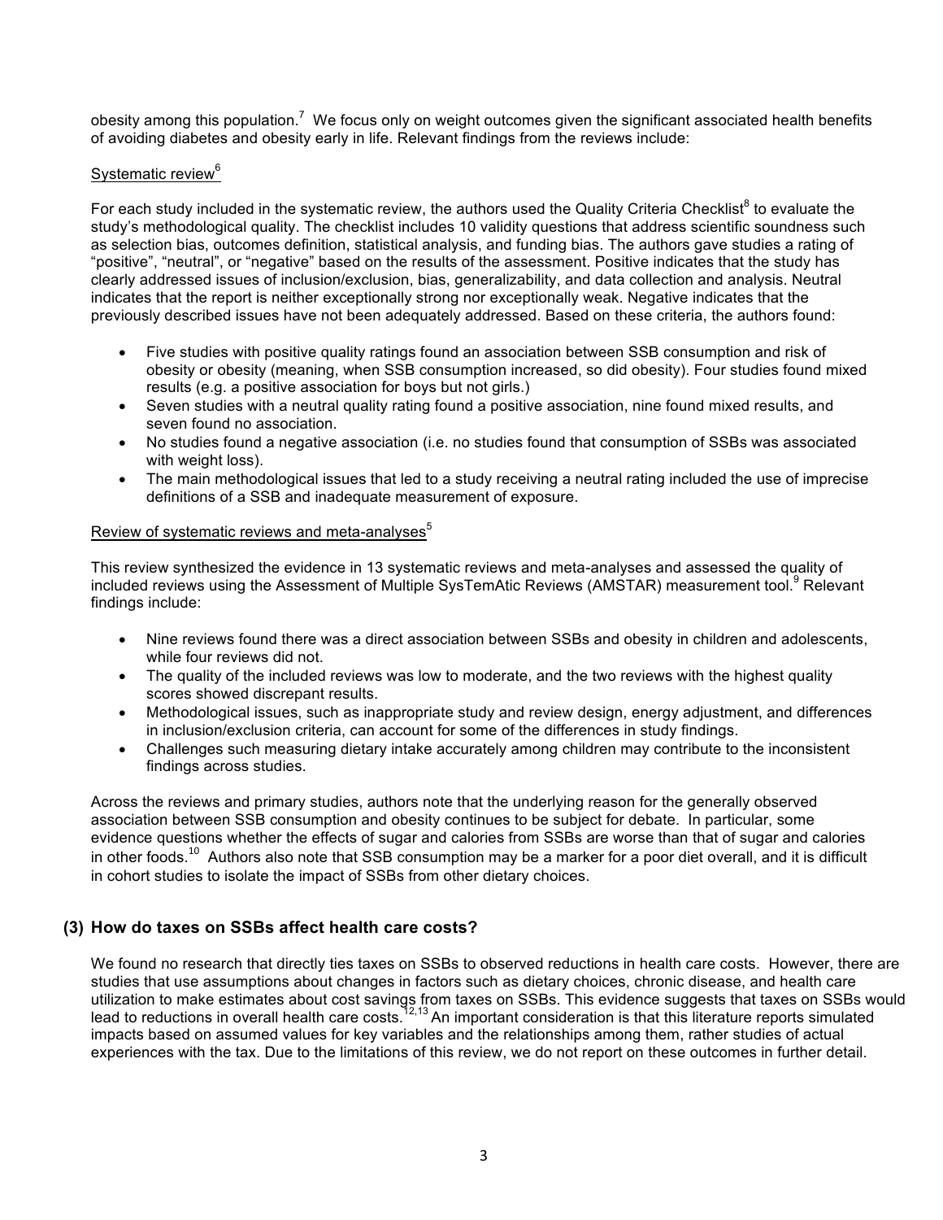obesity among this population.[7] We focus only on weight outcomes given the significant associated health benefits of avoiding diabetes and obesity early in life. Relevant findings from the reviews include:

Systematic review[6]

For each study included in the systematic review, the authors used the Quality Criteria Checklist[8] to evaluate the study's methodological quality. The checklist includes 10 validity questions that address scientific soundness such as selection bias, outcomes definition, statistical analysis, and funding bias. The authors gave studies a rating of "positive", "neutral", or "negative" based on the results of the assessment. Positive indicates that the study has clearly addressed issues of inclusion/exclusion, bias, generalizability, and data collection and analysis. Neutral indicates that the report is neither exceptionally strong nor exceptionally weak. Negative indicates that the previously described issues have not been adequately addressed. Based on these criteria, the authors found:

- Five studies with positive quality ratings found an association between SSB consumption and risk of obesity or obesity (meaning, when SSB consumption increased, so did obesity). Four studies found mixed results (e.g. a positive association for boys but not girls.)
- Seven studies with a neutral quality rating found a positive association, nine found mixed results, and seven found no association.
- No studies found a negative association (i.e. no studies found that consumption of SSBs was associated with weight loss).
- The main methodological issues that led to a study receiving a neutral rating included the use of imprecise definitions of a SSB and inadequate measurement of exposure.

Review of systematic reviews and meta-analyses[5]

This review synthesized the evidence in 13 systematic reviews and meta-analyses and assessed the quality of included reviews using the Assessment of Multiple SysTemAtic Reviews (AMSTAR) measurement tool.[9] Relevant findings include:

- Nine reviews found there was a direct association between SSBs and obesity in children and adolescents, while four reviews did not.
- The quality of the included reviews was low to moderate, and the two reviews with the highest quality scores showed discrepant results.
- Methodological issues, such as inappropriate study and review design, energy adjustment, and differences in inclusion/exclusion criteria, can account for some of the differences in study findings.
- Challenges such measuring dietary intake accurately among children may contribute to the inconsistent findings across studies.

Across the reviews and primary studies, authors note that the underlying reason for the generally observed association between SSB consumption and obesity continues to be subject for debate. In particular, some evidence questions whether the effects of sugar and calories from SSBs are worse than that of sugar and calories in other foods.[10] Authors also note that SSB consumption may be a marker for a poor diet overall, and it is difficult in cohort studies to isolate the impact of SSBs from other dietary choices.

### (3) How do taxes on SSBs affect health care costs?

We found no research that directly ties taxes on SSBs to observed reductions in health care costs. However, there are studies that use assumptions about changes in factors such as dietary choices, chronic disease, and health care utilization to make estimates about cost savings from taxes on SSBs. This evidence suggests that taxes on SSBs would lead to reductions in overall health care costs.[12,13] An important consideration is that this literature reports simulated impacts based on assumed values for key variables and the relationships among them, rather studies of actual experiences with the tax. Due to the limitations of this review, we do not report on these outcomes in further detail.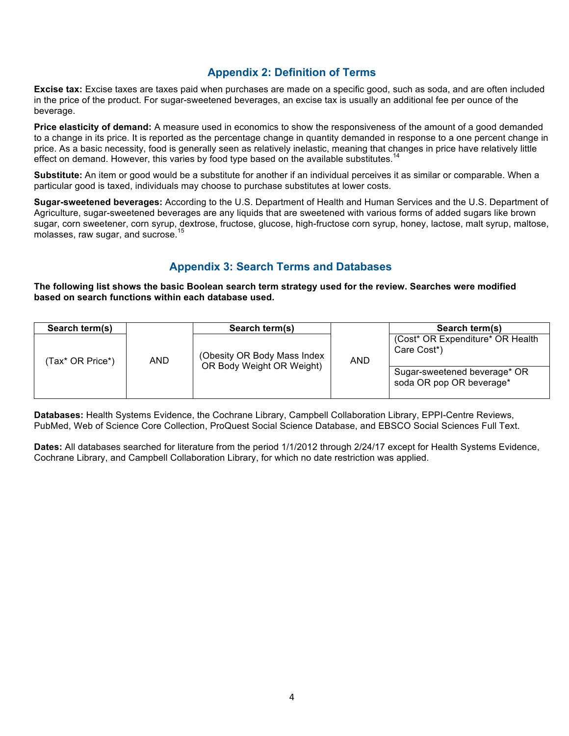## Appendix 2: Definition of Terms

**Excise tax:** Excise taxes are taxes paid when purchases are made on a specific good, such as soda, and are often included in the price of the product. For sugar-sweetened beverages, an excise tax is usually an additional fee per ounce of the beverage.

**Price elasticity of demand:** A measure used in economics to show the responsiveness of the amount of a good demanded to a change in its price. It is reported as the percentage change in quantity demanded in response to a one percent change in price. As a basic necessity, food is generally seen as relatively inelastic, meaning that changes in price have relatively little effect on demand. However, this varies by food type based on the available substitutes.[14]

**Substitute:** An item or good would be a substitute for another if an individual perceives it as similar or comparable. When a particular good is taxed, individuals may choose to purchase substitutes at lower costs.

**Sugar-sweetened beverages:** According to the U.S. Department of Health and Human Services and the U.S. Department of Agriculture, sugar-sweetened beverages are any liquids that are sweetened with various forms of added sugars like brown sugar, corn sweetener, corn syrup, dextrose, fructose, glucose, high-fructose corn syrup, honey, lactose, malt syrup, maltose, molasses, raw sugar, and sucrose.[15]

## Appendix 3: Search Terms and Databases

**The following list shows the basic Boolean search term strategy used for the review. Searches were modified based on search functions within each database used.**

| Search term(s) | | Search term(s) | | Search term(s) |
|---|---|---|---|---|
| (Tax* OR Price*) | AND | (Obesity OR Body Mass Index OR Body Weight OR Weight) | AND | (Cost* OR Expenditure* OR Health Care Cost*) |
| | | | | Sugar-sweetened beverage* OR soda OR pop OR beverage* |

**Databases:** Health Systems Evidence, the Cochrane Library, Campbell Collaboration Library, EPPI-Centre Reviews, PubMed, Web of Science Core Collection, ProQuest Social Science Database, and EBSCO Social Sciences Full Text.

**Dates:** All databases searched for literature from the period 1/1/2012 through 2/24/17 except for Health Systems Evidence, Cochrane Library, and Campbell Collaboration Library, for which no date restriction was applied.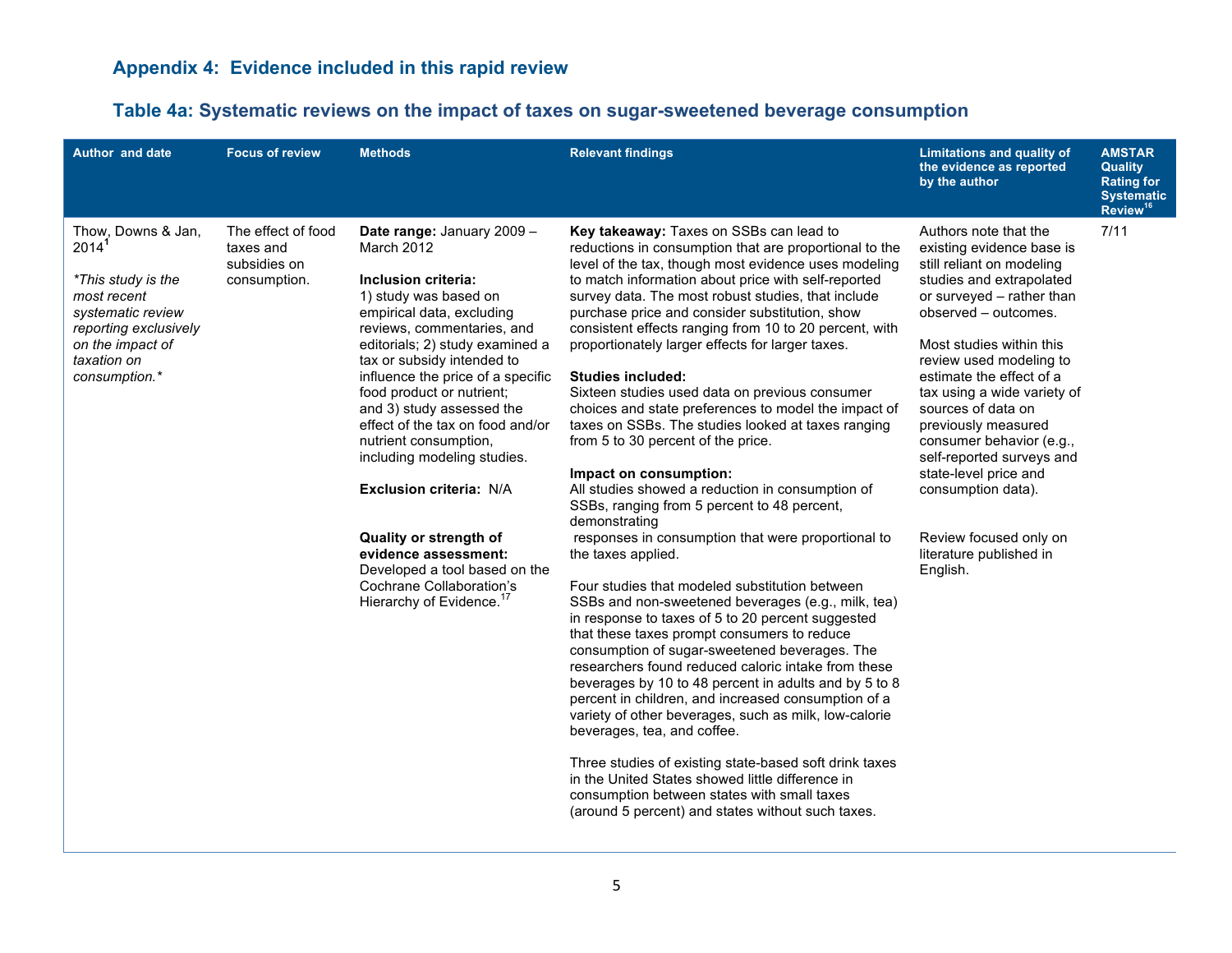## Appendix 4: Evidence included in this rapid review

### Table 4a: Systematic reviews on the impact of taxes on sugar-sweetened beverage consumption

| Author and date | Focus of review | Methods | Relevant findings | Limitations and quality of the evidence as reported by the author | AMSTAR Quality Rating for Systematic Review[16] |
|---|---|---|---|---|---|
| Thow, Downs & Jan, 2014[1]<br><br>*\*This study is the most recent systematic review reporting exclusively on the impact of taxation on consumption.\** | The effect of food taxes and subsidies on consumption. | **Date range:** January 2009 – March 2012<br><br>**Inclusion criteria:**<br>1) study was based on empirical data, excluding reviews, commentaries, and editorials; 2) study examined a tax or subsidy intended to influence the price of a specific food product or nutrient; and 3) study assessed the effect of the tax on food and/or nutrient consumption, including modeling studies.<br><br>**Exclusion criteria:** N/A<br><br>**Quality or strength of evidence assessment:** Developed a tool based on the Cochrane Collaboration's Hierarchy of Evidence.[17] | **Key takeaway:** Taxes on SSBs can lead to reductions in consumption that are proportional to the level of the tax, though most evidence uses modeling to match information about price with self-reported survey data. The most robust studies, that include purchase price and consider substitution, show consistent effects ranging from 10 to 20 percent, with proportionately larger effects for larger taxes.<br><br>**Studies included:**<br>Sixteen studies used data on previous consumer choices and state preferences to model the impact of taxes on SSBs. The studies looked at taxes ranging from 5 to 30 percent of the price.<br><br>**Impact on consumption:**<br>All studies showed a reduction in consumption of SSBs, ranging from 5 percent to 48 percent, demonstrating responses in consumption that were proportional to the taxes applied.<br><br>Four studies that modeled substitution between SSBs and non-sweetened beverages (e.g., milk, tea) in response to taxes of 5 to 20 percent suggested that these taxes prompt consumers to reduce consumption of sugar-sweetened beverages. The researchers found reduced caloric intake from these beverages by 10 to 48 percent in adults and by 5 to 8 percent in children, and increased consumption of a variety of other beverages, such as milk, low-calorie beverages, tea, and coffee.<br><br>Three studies of existing state-based soft drink taxes in the United States showed little difference in consumption between states with small taxes (around 5 percent) and states without such taxes. | Authors note that the existing evidence base is still reliant on modeling studies and extrapolated or surveyed – rather than observed – outcomes.<br><br>Most studies within this review used modeling to estimate the effect of a tax using a wide variety of sources of data on previously measured consumer behavior (e.g., self-reported surveys and state-level price and consumption data).<br><br>Review focused only on literature published in English. | 7/11 |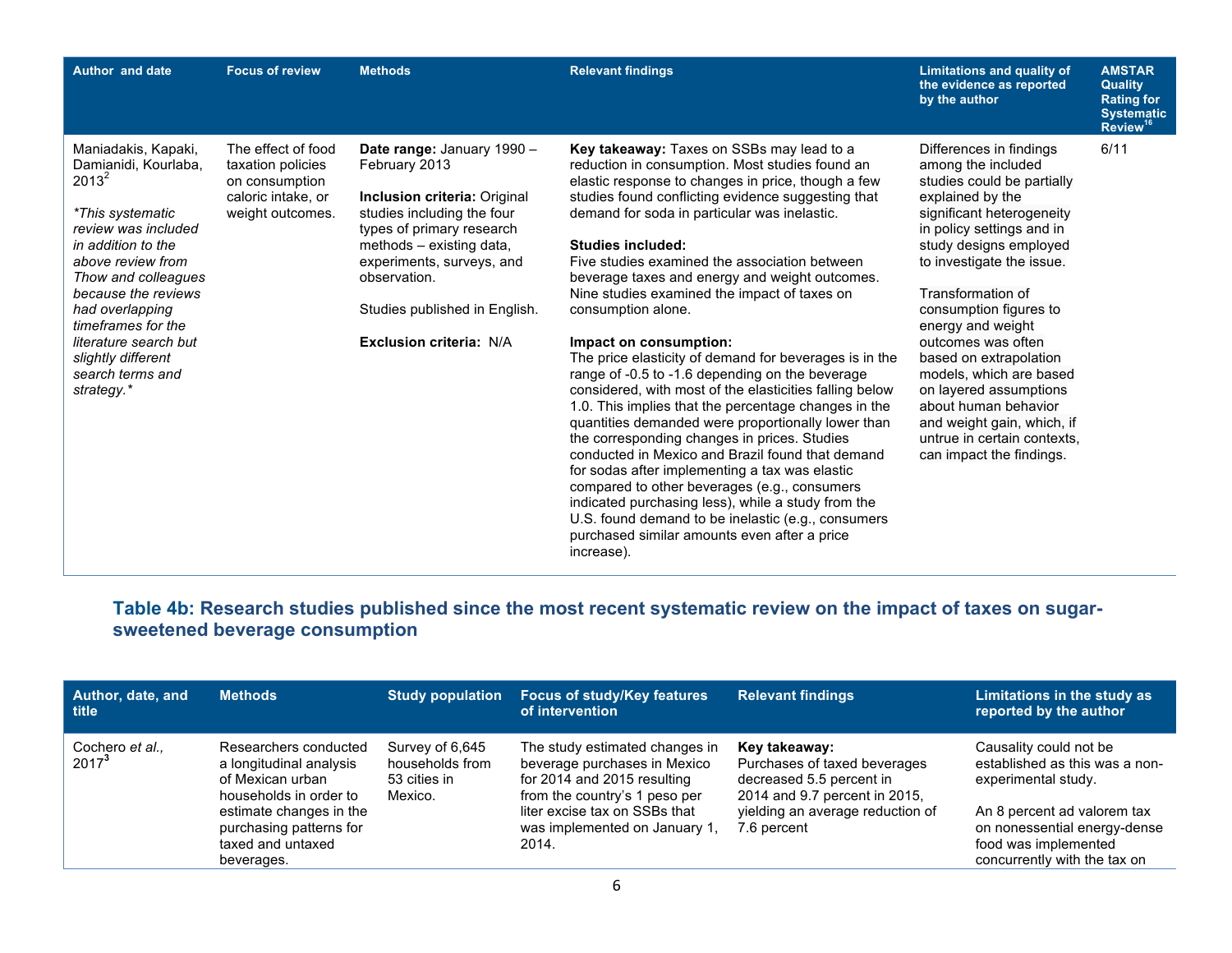| Author and date | Focus of review | Methods | Relevant findings | Limitations and quality of the evidence as reported by the author | AMSTAR Quality Rating for Systematic Review[16] |
|---|---|---|---|---|---|
| Maniadakis, Kapaki, Damianidi, Kourlaba, 2013[2] <br><br> *\*This systematic review was included in addition to the above review from Thow and colleagues because the reviews had overlapping timeframes for the literature search but slightly different search terms and strategy.\** | The effect of food taxation policies on consumption caloric intake, or weight outcomes. | **Date range:** January 1990 – February 2013 <br><br> **Inclusion criteria:** Original studies including the four types of primary research methods – existing data, experiments, surveys, and observation. <br><br> Studies published in English. <br><br> **Exclusion criteria:** N/A | **Key takeaway:** Taxes on SSBs may lead to a reduction in consumption. Most studies found an elastic response to changes in price, though a few studies found conflicting evidence suggesting that demand for soda in particular was inelastic. <br><br> **Studies included:** <br> Five studies examined the association between beverage taxes and energy and weight outcomes. Nine studies examined the impact of taxes on consumption alone. <br><br> **Impact on consumption:** <br> The price elasticity of demand for beverages is in the range of -0.5 to -1.6 depending on the beverage considered, with most of the elasticities falling below 1.0. This implies that the percentage changes in the quantities demanded were proportionally lower than the corresponding changes in prices. Studies conducted in Mexico and Brazil found that demand for sodas after implementing a tax was elastic compared to other beverages (e.g., consumers indicated purchasing less), while a study from the U.S. found demand to be inelastic (e.g., consumers purchased similar amounts even after a price increase). | Differences in findings among the included studies could be partially explained by the significant heterogeneity in policy settings and in study designs employed to investigate the issue. <br><br> Transformation of consumption figures to energy and weight outcomes was often based on extrapolation models, which are based on layered assumptions about human behavior and weight gain, which, if untrue in certain contexts, can impact the findings. | 6/11 |

## Table 4b: Research studies published since the most recent systematic review on the impact of taxes on sugar-sweetened beverage consumption

| Author, date, and title | Methods | Study population | Focus of study/Key features of intervention | Relevant findings | Limitations in the study as reported by the author |
|---|---|---|---|---|---|
| Cochero *et al.*, 2017[3] | Researchers conducted a longitudinal analysis of Mexican urban households in order to estimate changes in the purchasing patterns for taxed and untaxed beverages. | Survey of 6,645 households from 53 cities in Mexico. | The study estimated changes in beverage purchases in Mexico for 2014 and 2015 resulting from the country's 1 peso per liter excise tax on SSBs that was implemented on January 1, 2014. | **Key takeaway:** <br> Purchases of taxed beverages decreased 5.5 percent in 2014 and 9.7 percent in 2015, yielding an average reduction of 7.6 percent | Causality could not be established as this was a non-experimental study. <br><br> An 8 percent ad valorem tax on nonessential energy-dense food was implemented concurrently with the tax on |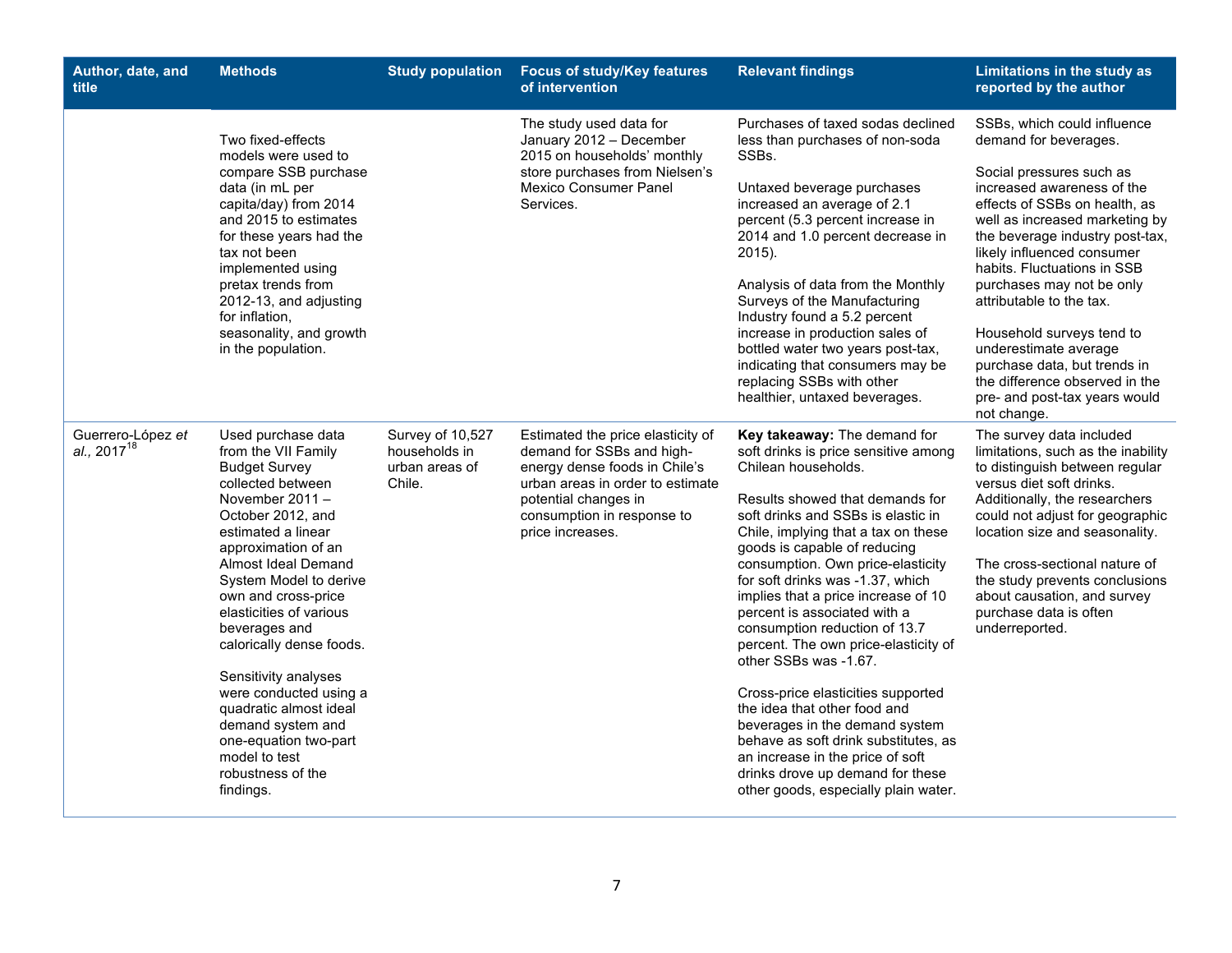| Author, date, and title | Methods | Study population | Focus of study/Key features of intervention | Relevant findings | Limitations in the study as reported by the author |
|---|---|---|---|---|---|
| | Two fixed-effects models were used to compare SSB purchase data (in mL per capita/day) from 2014 and 2015 to estimates for these years had the tax not been implemented using pretax trends from 2012-13, and adjusting for inflation, seasonality, and growth in the population. | | The study used data for January 2012 – December 2015 on households' monthly store purchases from Nielsen's Mexico Consumer Panel Services. | Purchases of taxed sodas declined less than purchases of non-soda SSBs.<br><br>Untaxed beverage purchases increased an average of 2.1 percent (5.3 percent increase in 2014 and 1.0 percent decrease in 2015).<br><br>Analysis of data from the Monthly Surveys of the Manufacturing Industry found a 5.2 percent increase in production sales of bottled water two years post-tax, indicating that consumers may be replacing SSBs with other healthier, untaxed beverages. | SSBs, which could influence demand for beverages.<br><br>Social pressures such as increased awareness of the effects of SSBs on health, as well as increased marketing by the beverage industry post-tax, likely influenced consumer habits. Fluctuations in SSB purchases may not be only attributable to the tax.<br><br>Household surveys tend to underestimate average purchase data, but trends in the difference observed in the pre- and post-tax years would not change. |
| Guerrero-López *et al.,* 2017[18] | Used purchase data from the VII Family Budget Survey collected between November 2011 – October 2012, and estimated a linear approximation of an Almost Ideal Demand System Model to derive own and cross-price elasticities of various beverages and calorically dense foods.<br><br>Sensitivity analyses were conducted using a quadratic almost ideal demand system and one-equation two-part model to test robustness of the findings. | Survey of 10,527 households in urban areas of Chile. | Estimated the price elasticity of demand for SSBs and high-energy dense foods in Chile's urban areas in order to estimate potential changes in consumption in response to price increases. | **Key takeaway:** The demand for soft drinks is price sensitive among Chilean households.<br><br>Results showed that demands for soft drinks and SSBs is elastic in Chile, implying that a tax on these goods is capable of reducing consumption. Own price-elasticity for soft drinks was -1.37, which implies that a price increase of 10 percent is associated with a consumption reduction of 13.7 percent. The own price-elasticity of other SSBs was -1.67.<br><br>Cross-price elasticities supported the idea that other food and beverages in the demand system behave as soft drink substitutes, as an increase in the price of soft drinks drove up demand for these other goods, especially plain water. | The survey data included limitations, such as the inability to distinguish between regular versus diet soft drinks. Additionally, the researchers could not adjust for geographic location size and seasonality.<br><br>The cross-sectional nature of the study prevents conclusions about causation, and survey purchase data is often underreported. |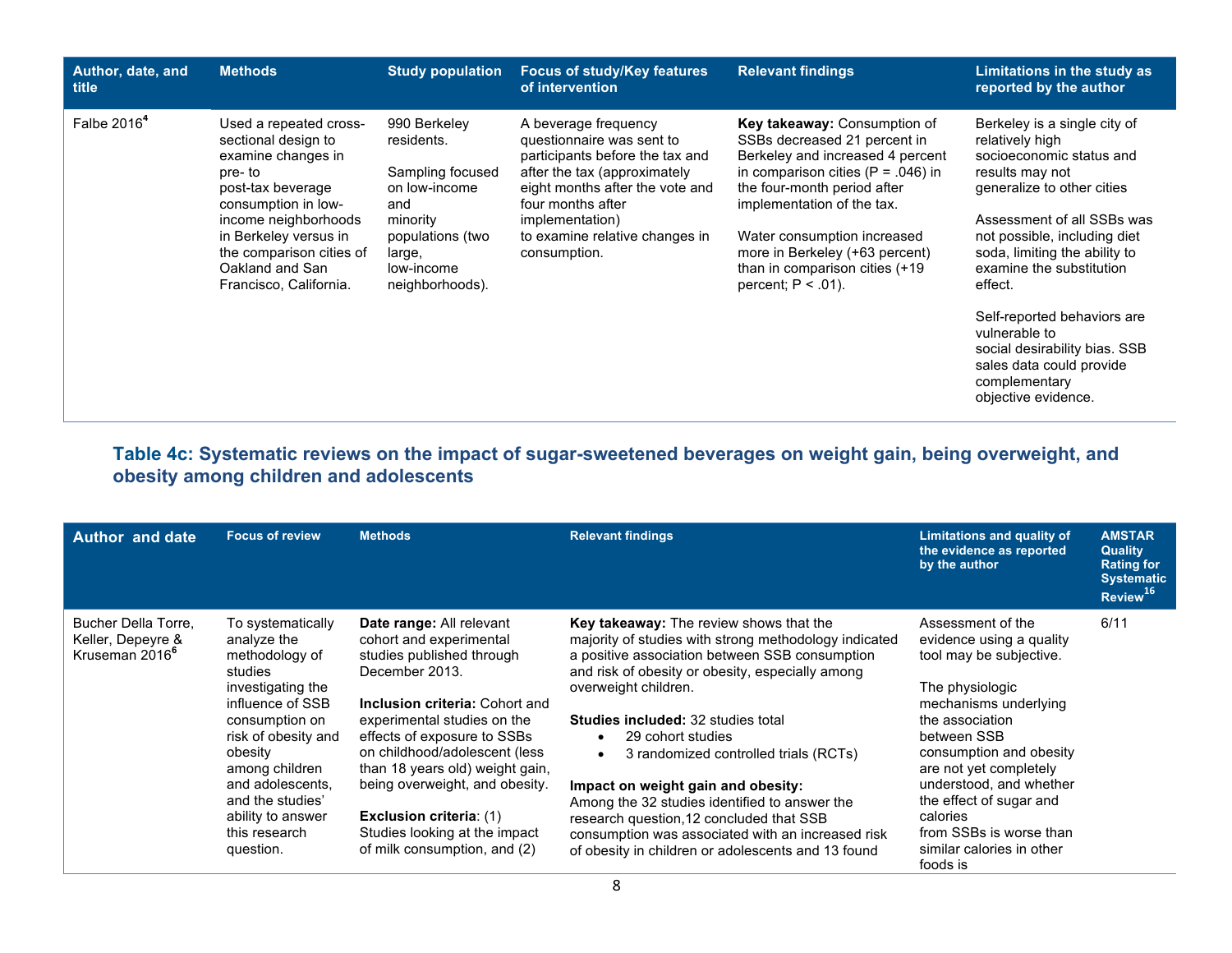| Author, date, and title | Methods | Study population | Focus of study/Key features of intervention | Relevant findings | Limitations in the study as reported by the author |
|---|---|---|---|---|---|
| Falbe 2016[4] | Used a repeated cross-sectional design to examine changes in pre- to post-tax beverage consumption in low-income neighborhoods in Berkeley versus in the comparison cities of Oakland and San Francisco, California. | 990 Berkeley residents.<br><br>Sampling focused on low-income and minority populations (two large, low-income neighborhoods). | A beverage frequency questionnaire was sent to participants before the tax and after the tax (approximately eight months after the vote and four months after implementation) to examine relative changes in consumption. | **Key takeaway:** Consumption of SSBs decreased 21 percent in Berkeley and increased 4 percent in comparison cities ($P = .046$) in the four-month period after implementation of the tax.<br><br>Water consumption increased more in Berkeley (+63 percent) than in comparison cities (+19 percent; $P < .01$). | Berkeley is a single city of relatively high socioeconomic status and results may not generalize to other cities<br><br>Assessment of all SSBs was not possible, including diet soda, limiting the ability to examine the substitution effect.<br><br>Self-reported behaviors are vulnerable to social desirability bias. SSB sales data could provide complementary objective evidence. |

### Table 4c: Systematic reviews on the impact of sugar-sweetened beverages on weight gain, being overweight, and obesity among children and adolescents

| Author and date | Focus of review | Methods | Relevant findings | Limitations and quality of the evidence as reported by the author | AMSTAR Quality Rating for Systematic Review[16] |
|---|---|---|---|---|---|
| Bucher Della Torre, Keller, Depeyre & Kruseman 2016[6] | To systematically analyze the methodology of studies investigating the influence of SSB consumption on risk of obesity and obesity among children and adolescents, and the studies' ability to answer this research question. | **Date range:** All relevant cohort and experimental studies published through December 2013.<br><br>**Inclusion criteria:** Cohort and experimental studies on the effects of exposure to SSBs on childhood/adolescent (less than 18 years old) weight gain, being overweight, and obesity.<br><br>**Exclusion criteria**: (1) Studies looking at the impact of milk consumption, and (2) | **Key takeaway:** The review shows that the majority of studies with strong methodology indicated a positive association between SSB consumption and risk of obesity or obesity, especially among overweight children.<br><br>**Studies included:** 32 studies total<br>• 29 cohort studies<br>• 3 randomized controlled trials (RCTs)<br><br>**Impact on weight gain and obesity:**<br>Among the 32 studies identified to answer the research question,12 concluded that SSB consumption was associated with an increased risk of obesity in children or adolescents and 13 found | Assessment of the evidence using a quality tool may be subjective.<br><br>The physiologic mechanisms underlying the association between SSB consumption and obesity are not yet completely understood, and whether the effect of sugar and calories from SSBs is worse than similar calories in other foods is | 6/11 |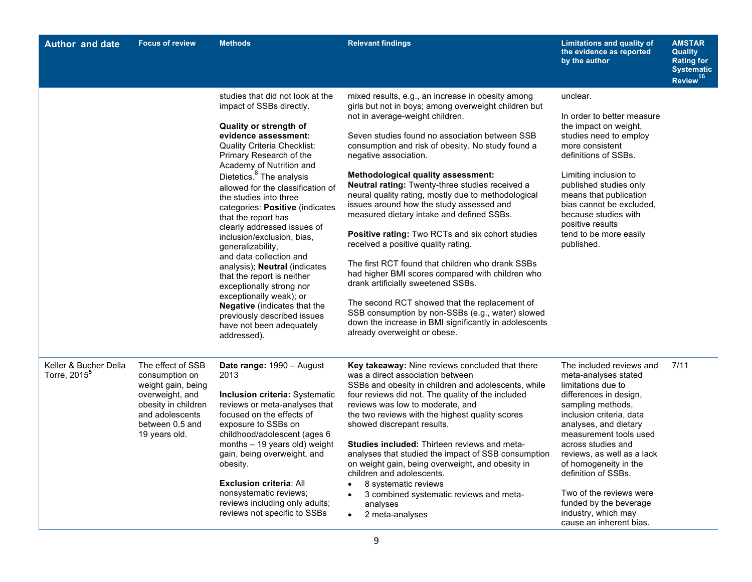| Author and date | Focus of review | Methods | Relevant findings | Limitations and quality of the evidence as reported by the author | AMSTAR Quality Rating for Systematic Review[16] |
|---|---|---|---|---|---|
| | | studies that did not look at the impact of SSBs directly.<br><br>**Quality or strength of evidence assessment:** Quality Criteria Checklist: Primary Research of the Academy of Nutrition and Dietetics.[8] The analysis allowed for the classification of the studies into three categories: **Positive** (indicates that the report has clearly addressed issues of inclusion/exclusion, bias, generalizability, and data collection and analysis); **Neutral** (indicates that the report is neither exceptionally strong nor exceptionally weak); or **Negative** (indicates that the previously described issues have not been adequately addressed). | mixed results, e.g., an increase in obesity among girls but not in boys; among overweight children but not in average-weight children.<br><br>Seven studies found no association between SSB consumption and risk of obesity. No study found a negative association.<br><br>**Methodological quality assessment:**<br>**Neutral rating:** Twenty-three studies received a neural quality rating, mostly due to methodological issues around how the study assessed and measured dietary intake and defined SSBs.<br><br>**Positive rating:** Two RCTs and six cohort studies received a positive quality rating.<br><br>The first RCT found that children who drank SSBs had higher BMI scores compared with children who drank artificially sweetened SSBs.<br><br>The second RCT showed that the replacement of SSB consumption by non-SSBs (e.g., water) slowed down the increase in BMI significantly in adolescents already overweight or obese. | unclear.<br><br>In order to better measure the impact on weight, studies need to employ more consistent definitions of SSBs.<br><br>Limiting inclusion to published studies only means that publication bias cannot be excluded, because studies with positive results tend to be more easily published. | |
| Keller & Bucher Della Torre, 2015[5] | The effect of SSB consumption on weight gain, being overweight, and obesity in children and adolescents between 0.5 and 19 years old. | **Date range:** 1990 – August 2013<br><br>**Inclusion criteria:** Systematic reviews or meta-analyses that focused on the effects of exposure to SSBs on childhood/adolescent (ages 6 months – 19 years old) weight gain, being overweight, and obesity.<br><br>**Exclusion criteria**: All nonsystematic reviews; reviews including only adults; reviews not specific to SSBs | **Key takeaway:** Nine reviews concluded that there was a direct association between SSBs and obesity in children and adolescents, while four reviews did not. The quality of the included reviews was low to moderate, and the two reviews with the highest quality scores showed discrepant results.<br><br>**Studies included:** Thirteen reviews and meta-analyses that studied the impact of SSB consumption on weight gain, being overweight, and obesity in children and adolescents.<br>• 8 systematic reviews<br>• 3 combined systematic reviews and meta-analyses<br>• 2 meta-analyses | The included reviews and meta-analyses stated limitations due to differences in design, sampling methods, inclusion criteria, data analyses, and dietary measurement tools used across studies and reviews, as well as a lack of homogeneity in the definition of SSBs.<br><br>Two of the reviews were funded by the beverage industry, which may cause an inherent bias. | 7/11 |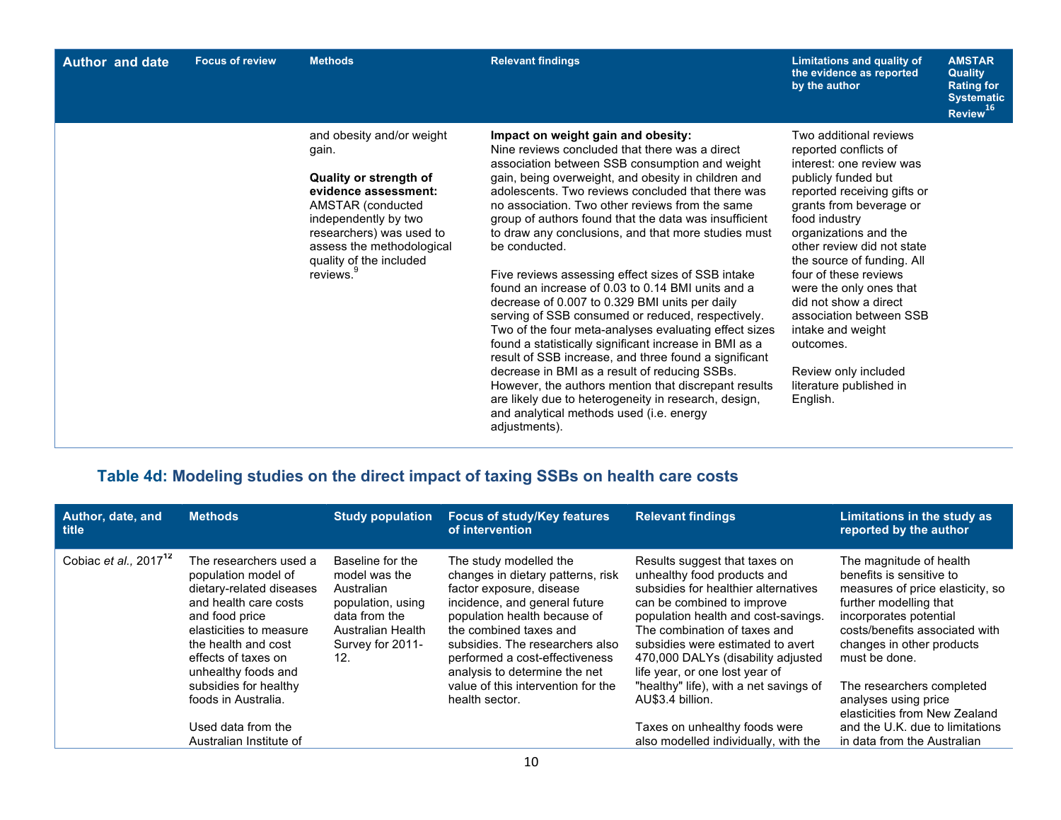| Author and date | Focus of review | Methods | Relevant findings | Limitations and quality of the evidence as reported by the author | AMSTAR Quality Rating for Systematic Review[16] |
|---|---|---|---|---|---|
| | | and obesity and/or weight gain.<br><br>**Quality or strength of evidence assessment:** AMSTAR (conducted independently by two researchers) was used to assess the methodological quality of the included reviews.[9] | **Impact on weight gain and obesity:** Nine reviews concluded that there was a direct association between SSB consumption and weight gain, being overweight, and obesity in children and adolescents. Two reviews concluded that there was no association. Two other reviews from the same group of authors found that the data was insufficient to draw any conclusions, and that more studies must be conducted.<br><br>Five reviews assessing effect sizes of SSB intake found an increase of 0.03 to 0.14 BMI units and a decrease of 0.007 to 0.329 BMI units per daily serving of SSB consumed or reduced, respectively. Two of the four meta-analyses evaluating effect sizes found a statistically significant increase in BMI as a result of SSB increase, and three found a significant decrease in BMI as a result of reducing SSBs. However, the authors mention that discrepant results are likely due to heterogeneity in research, design, and analytical methods used (i.e. energy adjustments). | Two additional reviews reported conflicts of interest: one review was publicly funded but reported receiving gifts or grants from beverage or food industry organizations and the other review did not state the source of funding. All four of these reviews were the only ones that did not show a direct association between SSB intake and weight outcomes.<br><br>Review only included literature published in English. | |

## Table 4d: Modeling studies on the direct impact of taxing SSBs on health care costs

| Author, date, and title | Methods | Study population | Focus of study/Key features of intervention | Relevant findings | Limitations in the study as reported by the author |
|---|---|---|---|---|---|
| Cobiac *et al.*, 2017[12] | The researchers used a population model of dietary-related diseases and health care costs and food price elasticities to measure the health and cost effects of taxes on unhealthy foods and subsidies for healthy foods in Australia.<br><br>Used data from the Australian Institute of | Baseline for the model was the Australian population, using data from the Australian Health Survey for 2011-12. | The study modelled the changes in dietary patterns, risk factor exposure, disease incidence, and general future population health because of the combined taxes and subsidies. The researchers also performed a cost-effectiveness analysis to determine the net value of this intervention for the health sector. | Results suggest that taxes on unhealthy food products and subsidies for healthier alternatives can be combined to improve population health and cost-savings. The combination of taxes and subsidies were estimated to avert 470,000 DALYs (disability adjusted life year, or one lost year of "healthy" life), with a net savings of AU$3.4 billion.<br><br>Taxes on unhealthy foods were also modelled individually, with the | The magnitude of health benefits is sensitive to measures of price elasticity, so further modelling that incorporates potential costs/benefits associated with changes in other products must be done.<br><br>The researchers completed analyses using price elasticities from New Zealand and the U.K. due to limitations in data from the Australian |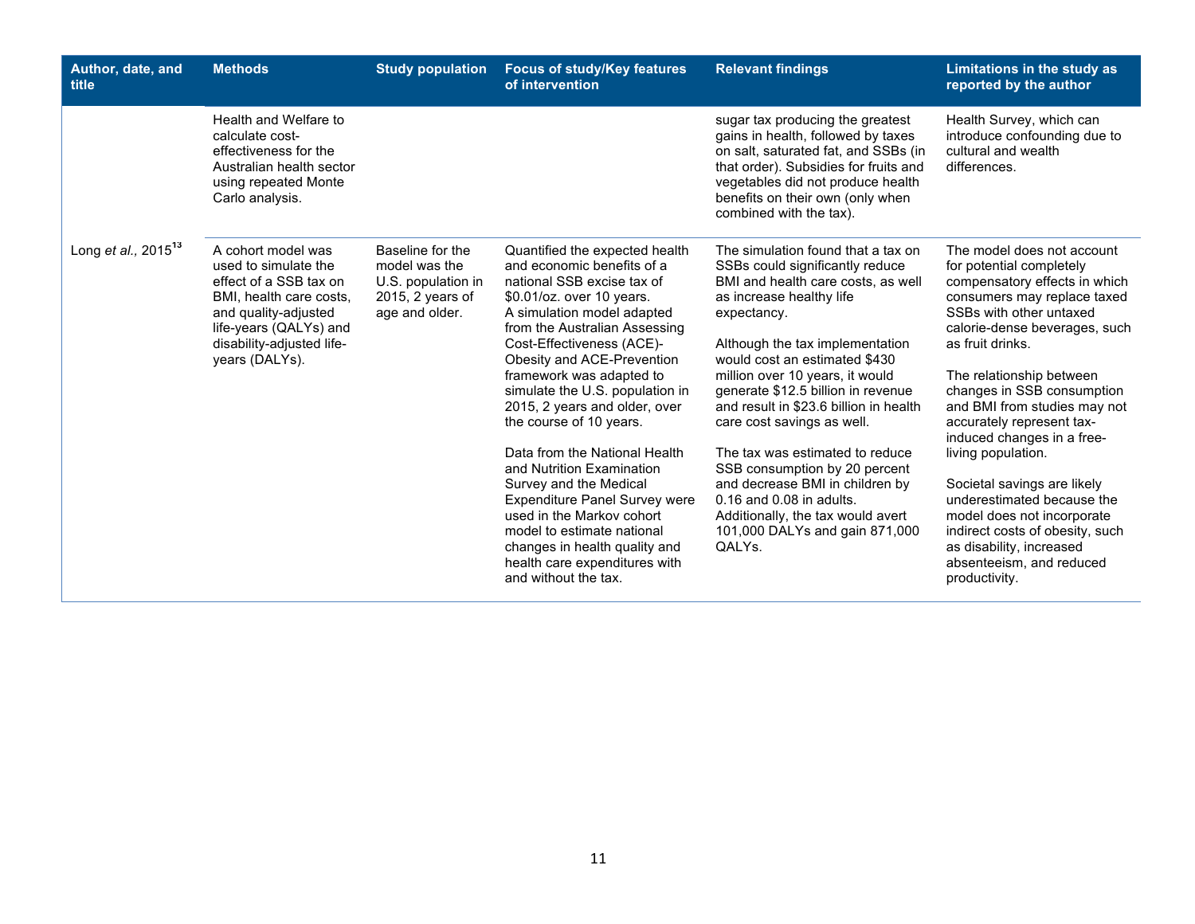| Author, date, and title | Methods | Study population | Focus of study/Key features of intervention | Relevant findings | Limitations in the study as reported by the author |
|---|---|---|---|---|---|
| | Health and Welfare to calculate cost-effectiveness for the Australian health sector using repeated Monte Carlo analysis. | | | sugar tax producing the greatest gains in health, followed by taxes on salt, saturated fat, and SSBs (in that order). Subsidies for fruits and vegetables did not produce health benefits on their own (only when combined with the tax). | Health Survey, which can introduce confounding due to cultural and wealth differences. |
| Long *et al.*, 2015[13] | A cohort model was used to simulate the effect of a SSB tax on BMI, health care costs, and quality-adjusted life-years (QALYs) and disability-adjusted life-years (DALYs). | Baseline for the model was the U.S. population in 2015, 2 years of age and older. | Quantified the expected health and economic benefits of a national SSB excise tax of $0.01/oz. over 10 years. A simulation model adapted from the Australian Assessing Cost-Effectiveness (ACE)-Obesity and ACE-Prevention framework was adapted to simulate the U.S. population in 2015, 2 years and older, over the course of 10 years.<br><br>Data from the National Health and Nutrition Examination Survey and the Medical Expenditure Panel Survey were used in the Markov cohort model to estimate national changes in health quality and health care expenditures with and without the tax. | The simulation found that a tax on SSBs could significantly reduce BMI and health care costs, as well as increase healthy life expectancy.<br><br>Although the tax implementation would cost an estimated $430 million over 10 years, it would generate $12.5 billion in revenue and result in $23.6 billion in health care cost savings as well.<br><br>The tax was estimated to reduce SSB consumption by 20 percent and decrease BMI in children by 0.16 and 0.08 in adults. Additionally, the tax would avert 101,000 DALYs and gain 871,000 QALYs. | The model does not account for potential completely compensatory effects in which consumers may replace taxed SSBs with other untaxed calorie-dense beverages, such as fruit drinks.<br><br>The relationship between changes in SSB consumption and BMI from studies may not accurately represent tax-induced changes in a free-living population.<br><br>Societal savings are likely underestimated because the model does not incorporate indirect costs of obesity, such as disability, increased absenteeism, and reduced productivity. |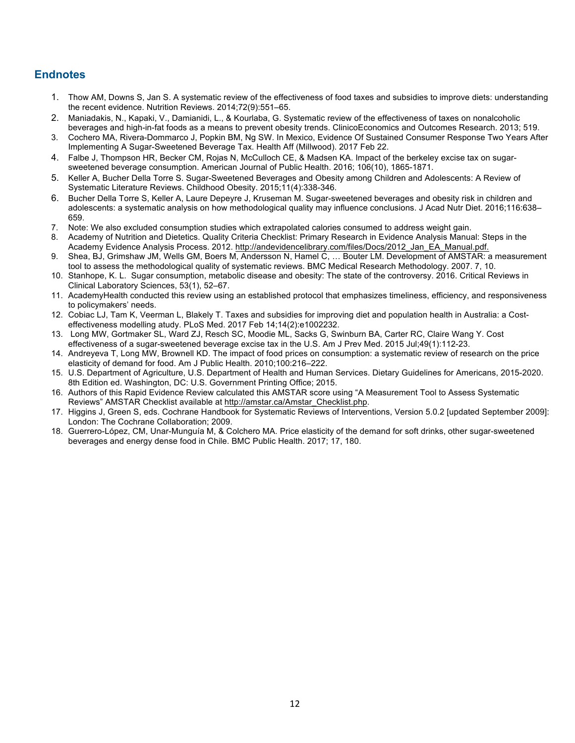## Endnotes

1. Thow AM, Downs S, Jan S. A systematic review of the effectiveness of food taxes and subsidies to improve diets: understanding the recent evidence. Nutrition Reviews. 2014;72(9):551–65.
2. Maniadakis, N., Kapaki, V., Damianidi, L., & Kourlaba, G. Systematic review of the effectiveness of taxes on nonalcoholic beverages and high-in-fat foods as a means to prevent obesity trends. ClinicoEconomics and Outcomes Research. 2013; 519.
3. Cochero MA, Rivera-Dommarco J, Popkin BM, Ng SW. In Mexico, Evidence Of Sustained Consumer Response Two Years After Implementing A Sugar-Sweetened Beverage Tax. Health Aff (Millwood). 2017 Feb 22.
4. Falbe J, Thompson HR, Becker CM, Rojas N, McCulloch CE, & Madsen KA. Impact of the berkeley excise tax on sugar-sweetened beverage consumption. American Journal of Public Health. 2016; 106(10), 1865-1871.
5. Keller A, Bucher Della Torre S. Sugar-Sweetened Beverages and Obesity among Children and Adolescents: A Review of Systematic Literature Reviews. Childhood Obesity. 2015;11(4):338-346.
6. Bucher Della Torre S, Keller A, Laure Depeyre J, Kruseman M. Sugar-sweetened beverages and obesity risk in children and adolescents: a systematic analysis on how methodological quality may influence conclusions. J Acad Nutr Diet. 2016;116:638–659.
7. Note: We also excluded consumption studies which extrapolated calories consumed to address weight gain.
8. Academy of Nutrition and Dietetics. Quality Criteria Checklist: Primary Research in Evidence Analysis Manual: Steps in the Academy Evidence Analysis Process. 2012. http://andevidencelibrary.com/files/Docs/2012_Jan_EA_Manual.pdf.
9. Shea, BJ, Grimshaw JM, Wells GM, Boers M, Andersson N, Hamel C, … Bouter LM. Development of AMSTAR: a measurement tool to assess the methodological quality of systematic reviews. BMC Medical Research Methodology. 2007. 7, 10.
10. Stanhope, K. L. Sugar consumption, metabolic disease and obesity: The state of the controversy. 2016. Critical Reviews in Clinical Laboratory Sciences, 53(1), 52–67.
11. AcademyHealth conducted this review using an established protocol that emphasizes timeliness, efficiency, and responsiveness to policymakers' needs.
12. Cobiac LJ, Tam K, Veerman L, Blakely T. Taxes and subsidies for improving diet and population health in Australia: a Cost-effectiveness modelling atudy. PLoS Med. 2017 Feb 14;14(2):e1002232.
13. Long MW, Gortmaker SL, Ward ZJ, Resch SC, Moodie ML, Sacks G, Swinburn BA, Carter RC, Claire Wang Y. Cost effectiveness of a sugar-sweetened beverage excise tax in the U.S. Am J Prev Med. 2015 Jul;49(1):112-23.
14. Andreyeva T, Long MW, Brownell KD. The impact of food prices on consumption: a systematic review of research on the price elasticity of demand for food. Am J Public Health. 2010;100:216–222.
15. U.S. Department of Agriculture, U.S. Department of Health and Human Services. Dietary Guidelines for Americans, 2015-2020. 8th Edition ed. Washington, DC: U.S. Government Printing Office; 2015.
16. Authors of this Rapid Evidence Review calculated this AMSTAR score using "A Measurement Tool to Assess Systematic Reviews" AMSTAR Checklist available at http://amstar.ca/Amstar_Checklist.php.
17. Higgins J, Green S, eds. Cochrane Handbook for Systematic Reviews of Interventions, Version 5.0.2 [updated September 2009]: London: The Cochrane Collaboration; 2009.
18. Guerrero-López, CM, Unar-Munguía M, & Colchero MA. Price elasticity of the demand for soft drinks, other sugar-sweetened beverages and energy dense food in Chile. BMC Public Health. 2017; 17, 180.